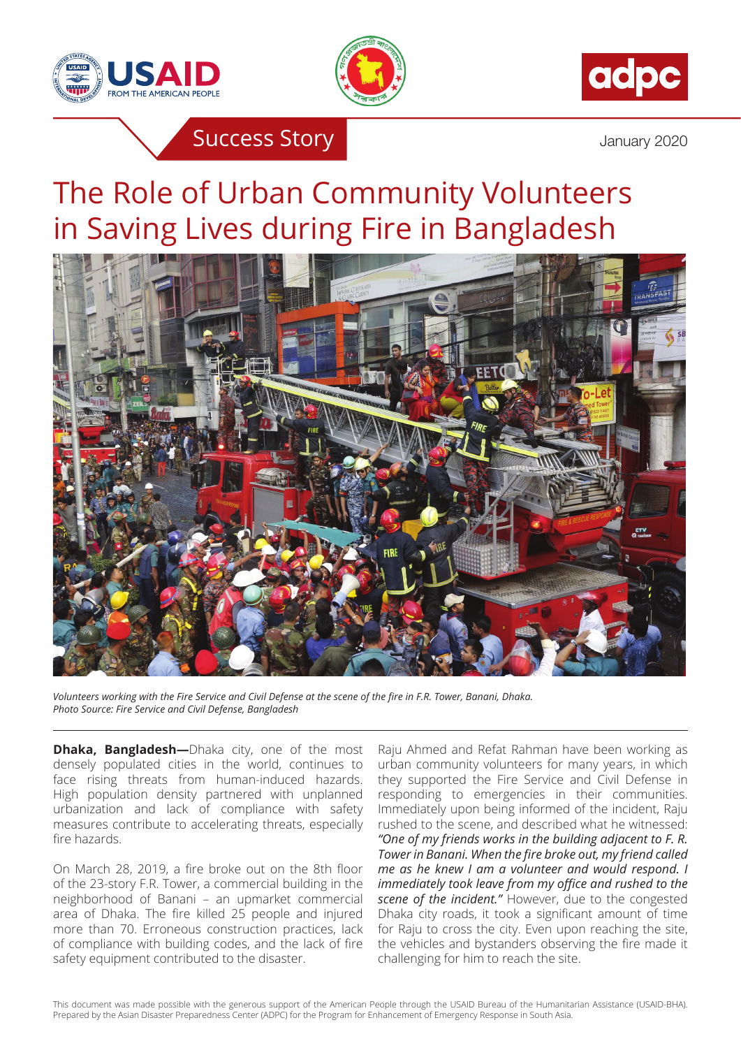Success Story

January 2020

# The Role of Urban Community Volunteers in Saving Lives during Fire in Bangladesh

*Volunteers working with the Fire Service and Civil Defense at the scene of the fire in F.R. Tower, Banani, Dhaka. Photo Source: Fire Service and Civil Defense, Bangladesh*

**Dhaka, Bangladesh—**Dhaka city, one of the most densely populated cities in the world, continues to face rising threats from human-induced hazards. High population density partnered with unplanned urbanization and lack of compliance with safety measures contribute to accelerating threats, especially fire hazards.

On March 28, 2019, a fire broke out on the 8th floor of the 23-story F.R. Tower, a commercial building in the neighborhood of Banani – an upmarket commercial area of Dhaka. The fire killed 25 people and injured more than 70. Erroneous construction practices, lack of compliance with building codes, and the lack of fire safety equipment contributed to the disaster.

Raju Ahmed and Refat Rahman have been working as urban community volunteers for many years, in which they supported the Fire Service and Civil Defense in responding to emergencies in their communities. Immediately upon being informed of the incident, Raju rushed to the scene, and described what he witnessed: *"One of my friends works in the building adjacent to F. R. Tower in Banani. When the fire broke out, my friend called me as he knew I am a volunteer and would respond. I immediately took leave from my office and rushed to the scene of the incident."* However, due to the congested Dhaka city roads, it took a significant amount of time for Raju to cross the city. Even upon reaching the site, the vehicles and bystanders observing the fire made it challenging for him to reach the site.

This document was made possible with the generous support of the American People through the USAID Bureau of the Humanitarian Assistance (USAID-BHA). Prepared by the Asian Disaster Preparedness Center (ADPC) for the Program for Enhancement of Emergency Response in South Asia.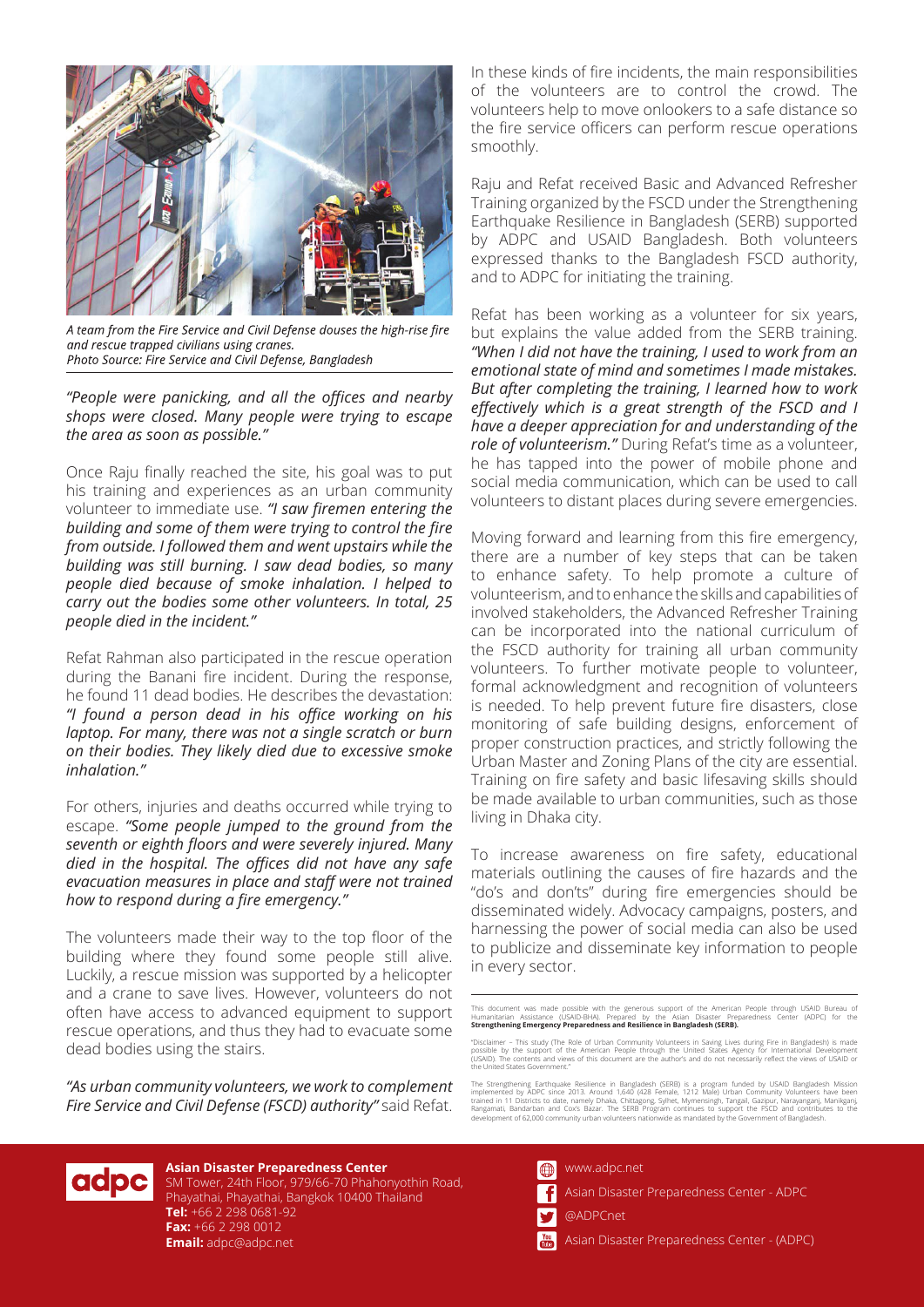*A team from the Fire Service and Civil Defense douses the high-rise fire and rescue trapped civilians using cranes.*
*Photo Source: Fire Service and Civil Defense, Bangladesh*

*"People were panicking, and all the offices and nearby shops were closed. Many people were trying to escape the area as soon as possible."*

Once Raju finally reached the site, his goal was to put his training and experiences as an urban community volunteer to immediate use. ***"I saw firemen entering the building and some of them were trying to control the fire from outside. I followed them and went upstairs while the building was still burning. I saw dead bodies, so many people died because of smoke inhalation. I helped to carry out the bodies some other volunteers. In total, 25 people died in the incident."***

Refat Rahman also participated in the rescue operation during the Banani fire incident. During the response, he found 11 dead bodies. He describes the devastation: ***"I found a person dead in his office working on his laptop. For many, there was not a single scratch or burn on their bodies. They likely died due to excessive smoke inhalation."***

For others, injuries and deaths occurred while trying to escape. ***"Some people jumped to the ground from the seventh or eighth floors and were severely injured. Many died in the hospital. The offices did not have any safe evacuation measures in place and staff were not trained how to respond during a fire emergency."***

The volunteers made their way to the top floor of the building where they found some people still alive. Luckily, a rescue mission was supported by a helicopter and a crane to save lives. However, volunteers do not often have access to advanced equipment to support rescue operations, and thus they had to evacuate some dead bodies using the stairs.

***"As urban community volunteers, we work to complement Fire Service and Civil Defense (FSCD) authority"*** said Refat. In these kinds of fire incidents, the main responsibilities of the volunteers are to control the crowd. The volunteers help to move onlookers to a safe distance so the fire service officers can perform rescue operations smoothly.

Raju and Refat received Basic and Advanced Refresher Training organized by the FSCD under the Strengthening Earthquake Resilience in Bangladesh (SERB) supported by ADPC and USAID Bangladesh. Both volunteers expressed thanks to the Bangladesh FSCD authority, and to ADPC for initiating the training.

Refat has been working as a volunteer for six years, but explains the value added from the SERB training. ***"When I did not have the training, I used to work from an emotional state of mind and sometimes I made mistakes. But after completing the training, I learned how to work effectively which is a great strength of the FSCD and I have a deeper appreciation for and understanding of the role of volunteerism."*** During Refat's time as a volunteer, he has tapped into the power of mobile phone and social media communication, which can be used to call volunteers to distant places during severe emergencies.

Moving forward and learning from this fire emergency, there are a number of key steps that can be taken to enhance safety. To help promote a culture of volunteerism, and to enhance the skills and capabilities of involved stakeholders, the Advanced Refresher Training can be incorporated into the national curriculum of the FSCD authority for training all urban community volunteers. To further motivate people to volunteer, formal acknowledgment and recognition of volunteers is needed. To help prevent future fire disasters, close monitoring of safe building designs, enforcement of proper construction practices, and strictly following the Urban Master and Zoning Plans of the city are essential. Training on fire safety and basic lifesaving skills should be made available to urban communities, such as those living in Dhaka city.

To increase awareness on fire safety, educational materials outlining the causes of fire hazards and the "do's and don'ts" during fire emergencies should be disseminated widely. Advocacy campaigns, posters, and harnessing the power of social media can also be used to publicize and disseminate key information to people in every sector.

---

This document was made possible with the generous support of the American People through USAID Bureau of Humanitarian Assistance (USAID-BHA). Prepared by the Asian Disaster Preparedness Center (ADPC) for the **Strengthening Emergency Preparedness and Resilience in Bangladesh (SERB).**

"Disclaimer – This study (The Role of Urban Community Volunteers in Saving Lives during Fire in Bangladesh) is made possible by the support of the American People through the United States Agency for International Development (USAID). The contents and views of this document are the author's and do not necessarily reflect the views of USAID or the United States Government."

The Strengthening Earthquake Resilience in Bangladesh (SERB) is a program funded by USAID Bangladesh Mission implemented by ADPC since 2013. Around 1,640 (428 Female, 1212 Male) Urban Community Volunteers have been trained in 11 Districts to date, namely Dhaka, Chittagong, Sylhet, Mymensingh, Tangail, Gazipur, Narayanganj, Manikganj, Rangamati, Bandarban and Cox's Bazar. The SERB Program continues to support the FSCD and contributes to the development of 62,000 community urban volunteers nationwide as mandated by the Government of Bangladesh.

**Asian Disaster Preparedness Center**
SM Tower, 24th Floor, 979/66-70 Phahonyothin Road, Phayathai, Phayathai, Bangkok 10400 Thailand
**Tel:** +66 2 298 0681-92
**Fax:** +66 2 298 0012
**Email:** adpc@adpc.net

www.adpc.net
Asian Disaster Preparedness Center - ADPC
@ADPCnet
Asian Disaster Preparedness Center - (ADPC)